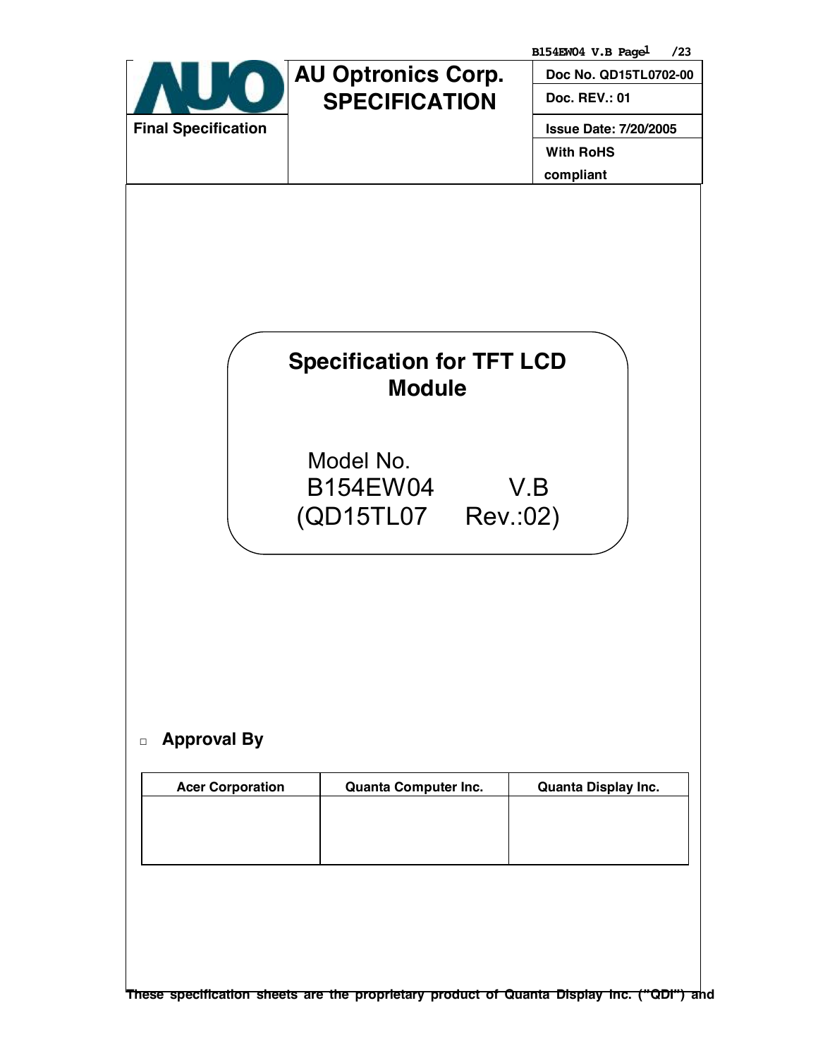| AUO | AU Optronics Corp. SPECIFICATION | Doc No. QD15TL0702-00 |
| --- | --- | --- |
| | | Doc. REV.: 01 |
| Final Specification | | Issue Date: 7/20/2005 |
| | | With RoHS compliant |

# Specification for TFT LCD Module

Model No.
B154EW04 V.B
(QD15TL07 Rev.:02)

□ **Approval By**

| Acer Corporation | Quanta Computer Inc. | Quanta Display Inc. |
| --- | --- | --- |
| | | |

These specification sheets are the proprietary product of Quanta Display Inc. ("QDI") and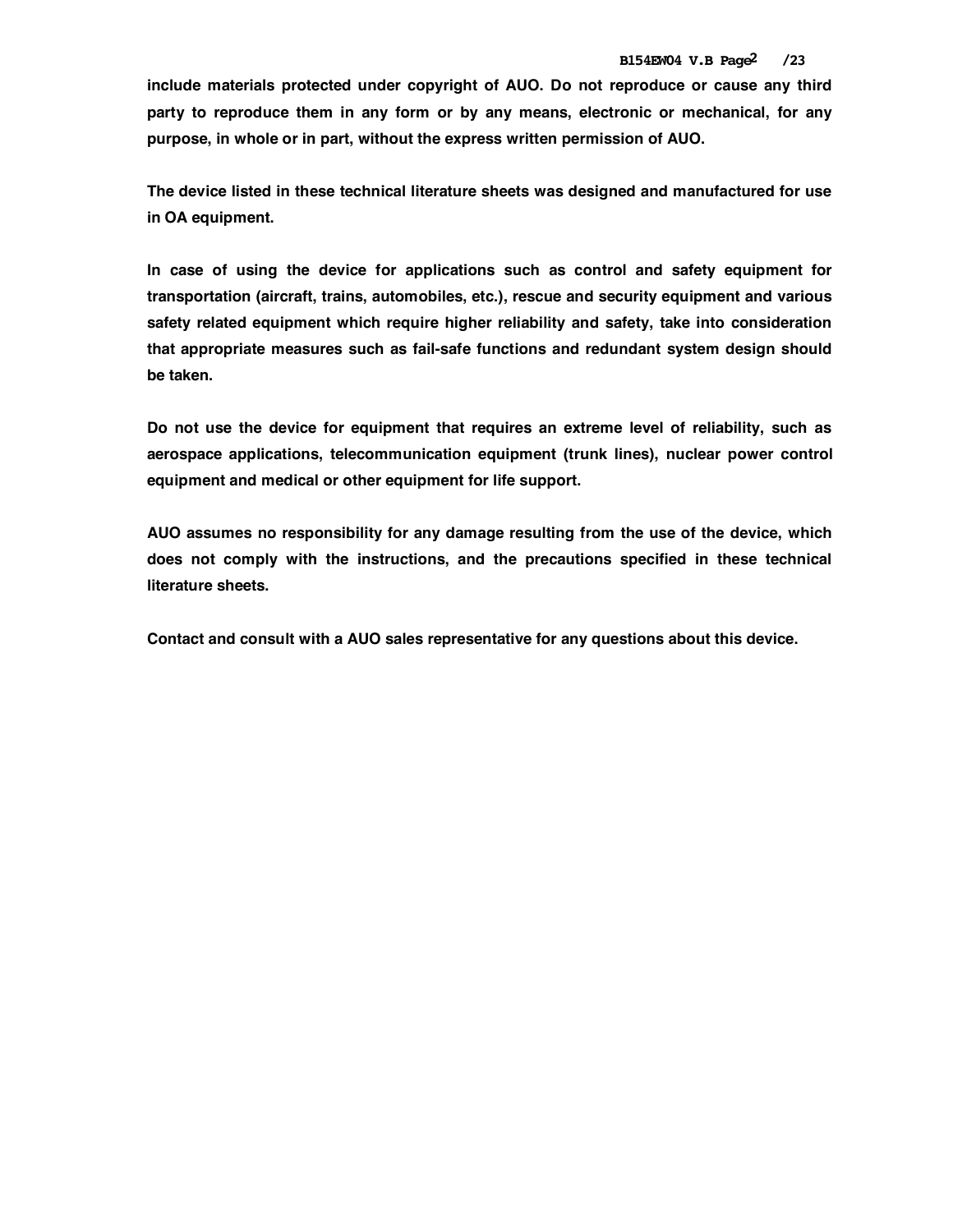**include materials protected under copyright of AUO. Do not reproduce or cause any third party to reproduce them in any form or by any means, electronic or mechanical, for any purpose, in whole or in part, without the express written permission of AUO.**

**The device listed in these technical literature sheets was designed and manufactured for use in OA equipment.**

**In case of using the device for applications such as control and safety equipment for transportation (aircraft, trains, automobiles, etc.), rescue and security equipment and various safety related equipment which require higher reliability and safety, take into consideration that appropriate measures such as fail-safe functions and redundant system design should be taken.**

**Do not use the device for equipment that requires an extreme level of reliability, such as aerospace applications, telecommunication equipment (trunk lines), nuclear power control equipment and medical or other equipment for life support.**

**AUO assumes no responsibility for any damage resulting from the use of the device, which does not comply with the instructions, and the precautions specified in these technical literature sheets.**

**Contact and consult with a AUO sales representative for any questions about this device.**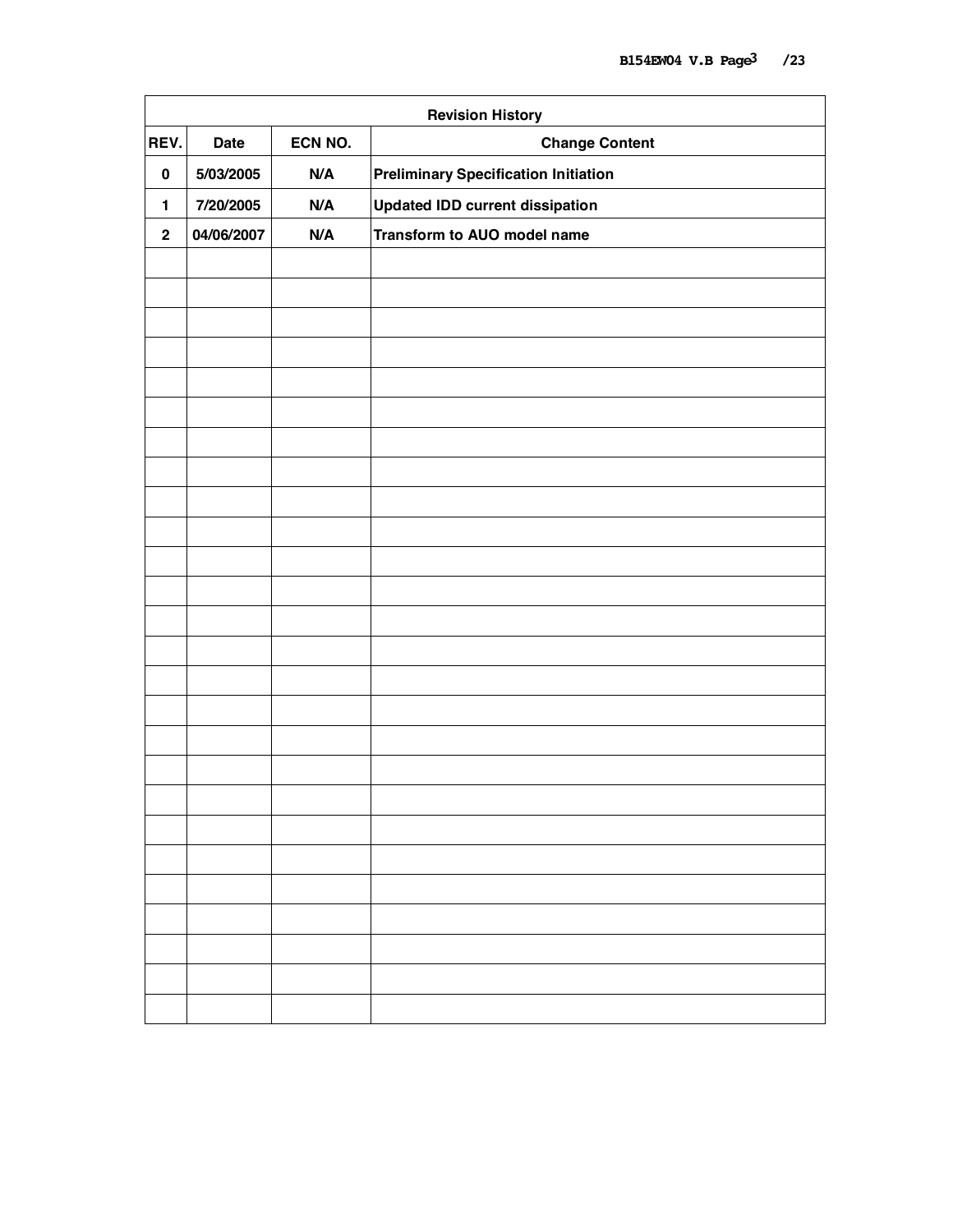| Revision History | | | |
|---|---|---|---|
| **REV.** | **Date** | **ECN NO.** | **Change Content** |
| **0** | **5/03/2005** | **N/A** | **Preliminary Specification Initiation** |
| **1** | **7/20/2005** | **N/A** | **Updated IDD current dissipation** |
| **2** | **04/06/2007** | **N/A** | **Transform to AUO model name** |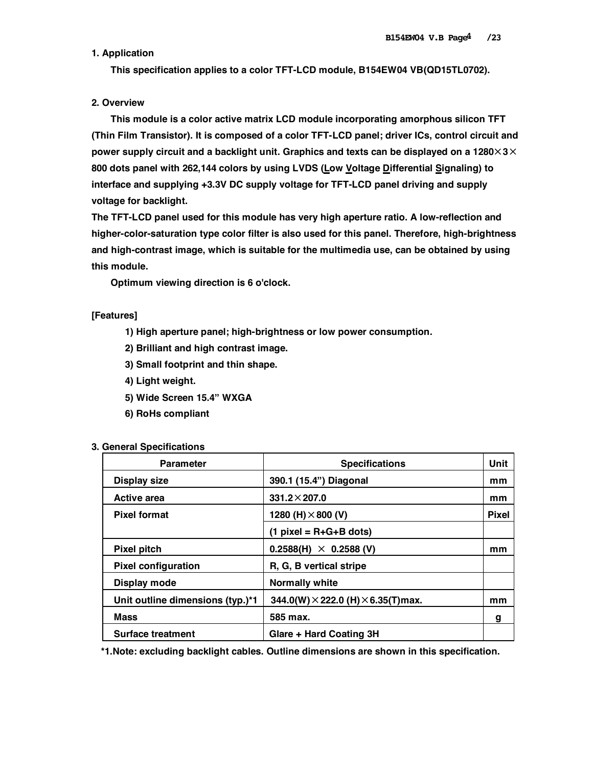## 1. Application

This specification applies to a color TFT-LCD module, B154EW04 VB(QD15TL0702).

## 2. Overview

This module is a color active matrix LCD module incorporating amorphous silicon TFT (Thin Film Transistor). It is composed of a color TFT-LCD panel; driver ICs, control circuit and power supply circuit and a backlight unit. Graphics and texts can be displayed on a 1280×3×800 dots panel with 262,144 colors by using LVDS (Low Voltage Differential Signaling) to interface and supplying +3.3V DC supply voltage for TFT-LCD panel driving and supply voltage for backlight.

The TFT-LCD panel used for this module has very high aperture ratio. A low-reflection and higher-color-saturation type color filter is also used for this panel. Therefore, high-brightness and high-contrast image, which is suitable for the multimedia use, can be obtained by using this module.

Optimum viewing direction is 6 o'clock.

**[Features]**

1) High aperture panel; high-brightness or low power consumption.
2) Brilliant and high contrast image.
3) Small footprint and thin shape.
4) Light weight.
5) Wide Screen 15.4" WXGA
6) RoHs compliant

## 3. General Specifications

| Parameter | Specifications | Unit |
|---|---|---|
| Display size | 390.1 (15.4") Diagonal | mm |
| Active area | 331.2×207.0 | mm |
| Pixel format | 1280 (H)×800 (V) | Pixel |
| | (1 pixel = R+G+B dots) | |
| Pixel pitch | 0.2588(H) × 0.2588 (V) | mm |
| Pixel configuration | R, G, B vertical stripe | |
| Display mode | Normally white | |
| Unit outline dimensions (typ.)*1 | 344.0(W)×222.0 (H)×6.35(T)max. | mm |
| Mass | 585 max. | g |
| Surface treatment | Glare + Hard Coating 3H | |

*1.Note: excluding backlight cables. Outline dimensions are shown in this specification.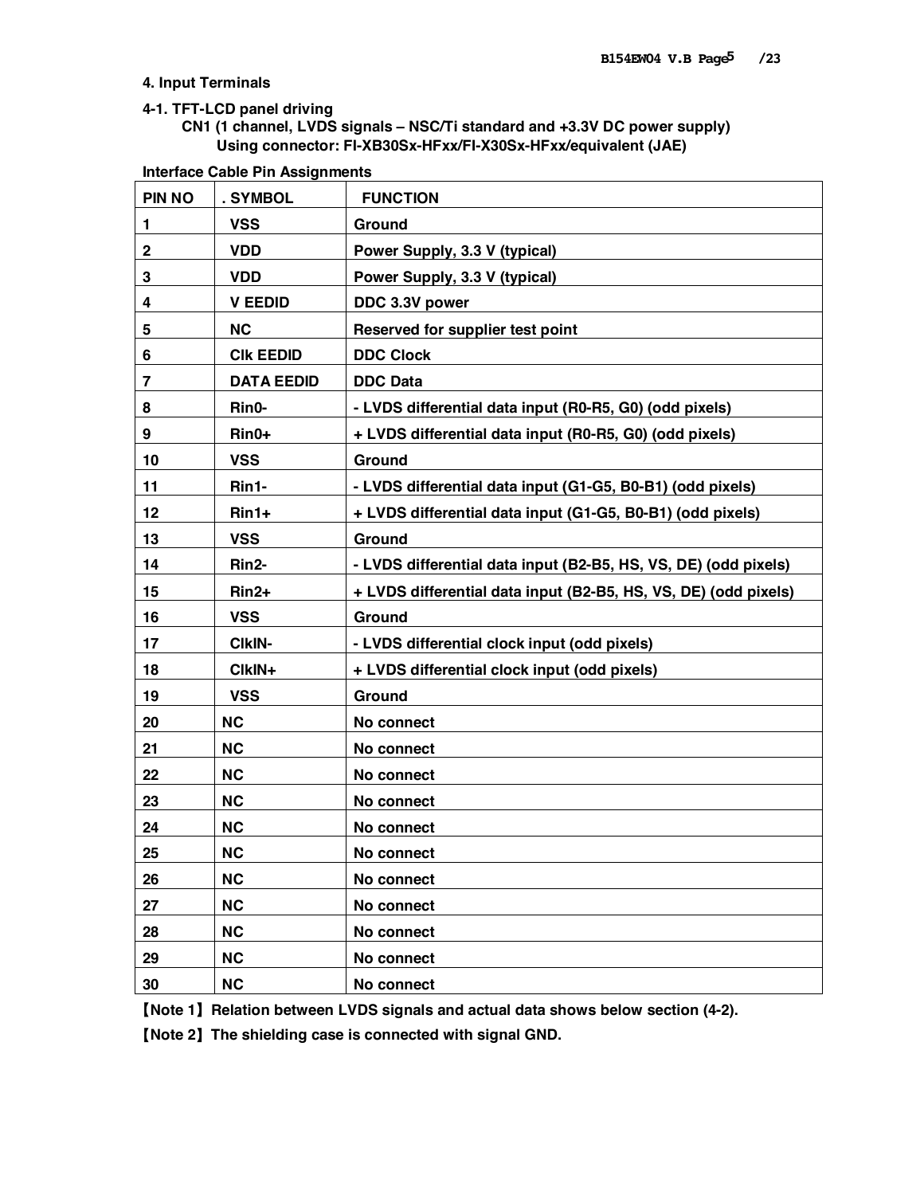## 4. Input Terminals

### 4-1. TFT-LCD panel driving

**CN1 (1 channel, LVDS signals – NSC/Ti standard and +3.3V DC power supply)**
**Using connector: FI-XB30Sx-HFxx/FI-X30Sx-HFxx/equivalent (JAE)**

**Interface Cable Pin Assignments**

| PIN NO | . SYMBOL | FUNCTION |
|---|---|---|
| 1 | VSS | Ground |
| 2 | VDD | Power Supply, 3.3 V (typical) |
| 3 | VDD | Power Supply, 3.3 V (typical) |
| 4 | V EEDID | DDC 3.3V power |
| 5 | NC | Reserved for supplier test point |
| 6 | Clk EEDID | DDC Clock |
| 7 | DATA EEDID | DDC Data |
| 8 | Rin0- | - LVDS differential data input (R0-R5, G0) (odd pixels) |
| 9 | Rin0+ | + LVDS differential data input (R0-R5, G0) (odd pixels) |
| 10 | VSS | Ground |
| 11 | Rin1- | - LVDS differential data input (G1-G5, B0-B1) (odd pixels) |
| 12 | Rin1+ | + LVDS differential data input (G1-G5, B0-B1) (odd pixels) |
| 13 | VSS | Ground |
| 14 | Rin2- | - LVDS differential data input (B2-B5, HS, VS, DE) (odd pixels) |
| 15 | Rin2+ | + LVDS differential data input (B2-B5, HS, VS, DE) (odd pixels) |
| 16 | VSS | Ground |
| 17 | ClkIN- | - LVDS differential clock input (odd pixels) |
| 18 | ClkIN+ | + LVDS differential clock input (odd pixels) |
| 19 | VSS | Ground |
| 20 | NC | No connect |
| 21 | NC | No connect |
| 22 | NC | No connect |
| 23 | NC | No connect |
| 24 | NC | No connect |
| 25 | NC | No connect |
| 26 | NC | No connect |
| 27 | NC | No connect |
| 28 | NC | No connect |
| 29 | NC | No connect |
| 30 | NC | No connect |

【Note 1】Relation between LVDS signals and actual data shows below section (4-2).

【Note 2】The shielding case is connected with signal GND.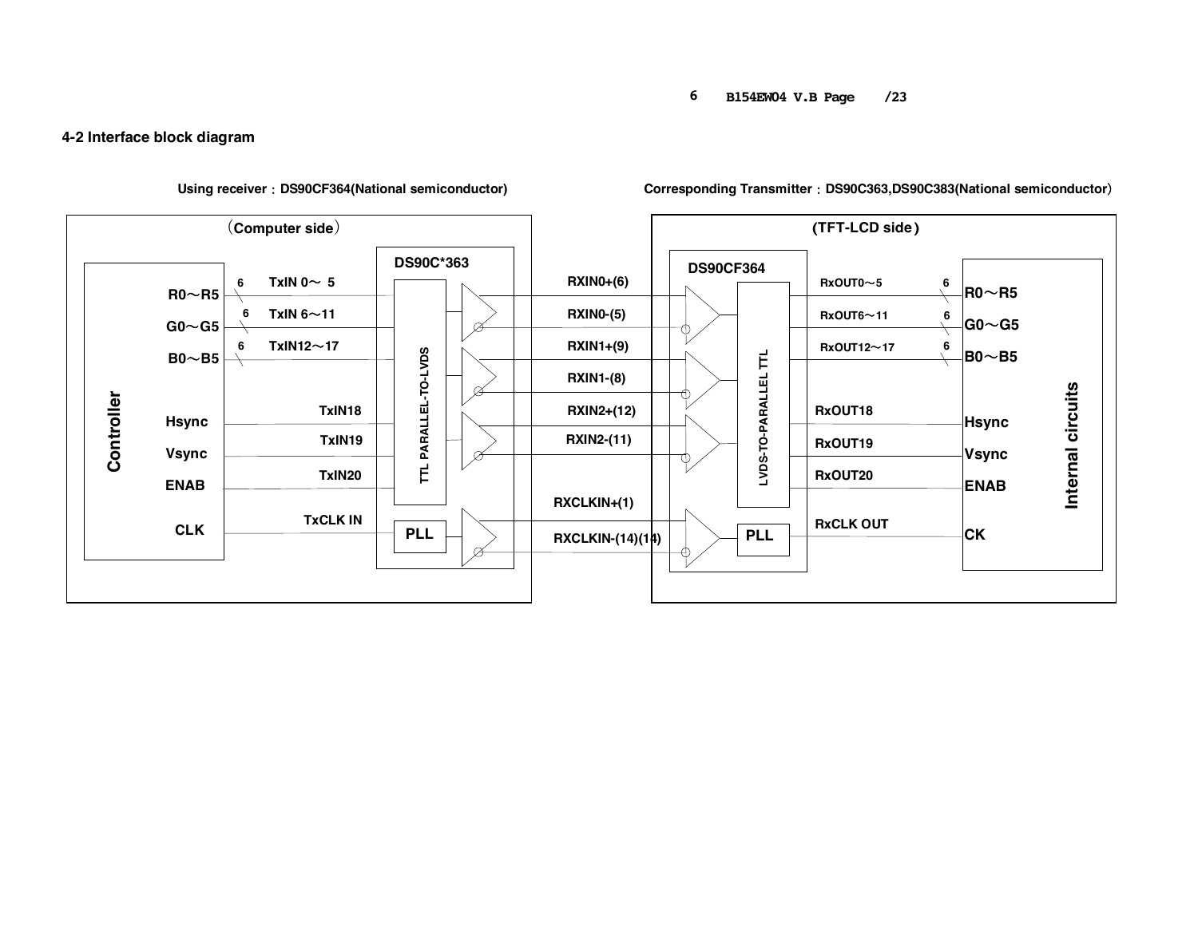## 4-2 Interface block diagram

Using receiver：DS90CF364(National semiconductor)

Corresponding Transmitter：DS90C363,DS90C383(National semiconductor)

（Computer side）

Controller

R0～R5

G0～G5

B0～B5

Hsync

Vsync

ENAB

CLK

6 TxIN 0～ 5

6 TxIN 6～11

6 TxIN12～17

TxIN18

TxIN19

TxIN20

TxCLK IN

DS90C*363

TTL PARALLEL-TO-LVDS

PLL

RXIN0+(6)

RXIN0-(5)

RXIN1+(9)

RXIN1-(8)

RXIN2+(12)

RXIN2-(11)

RXCLKIN+(1)

RXCLKIN-(14)(14)

(TFT-LCD side)

DS90CF364

LVDS-TO-PARALLEL TTL

PLL

RxOUT0～5 6

RxOUT6～11 6

RxOUT12～17 6

RxOUT18

RxOUT19

RxOUT20

RxCLK OUT

R0～R5

G0～G5

B0～B5

Hsync

Vsync

ENAB

CK

Internal circuits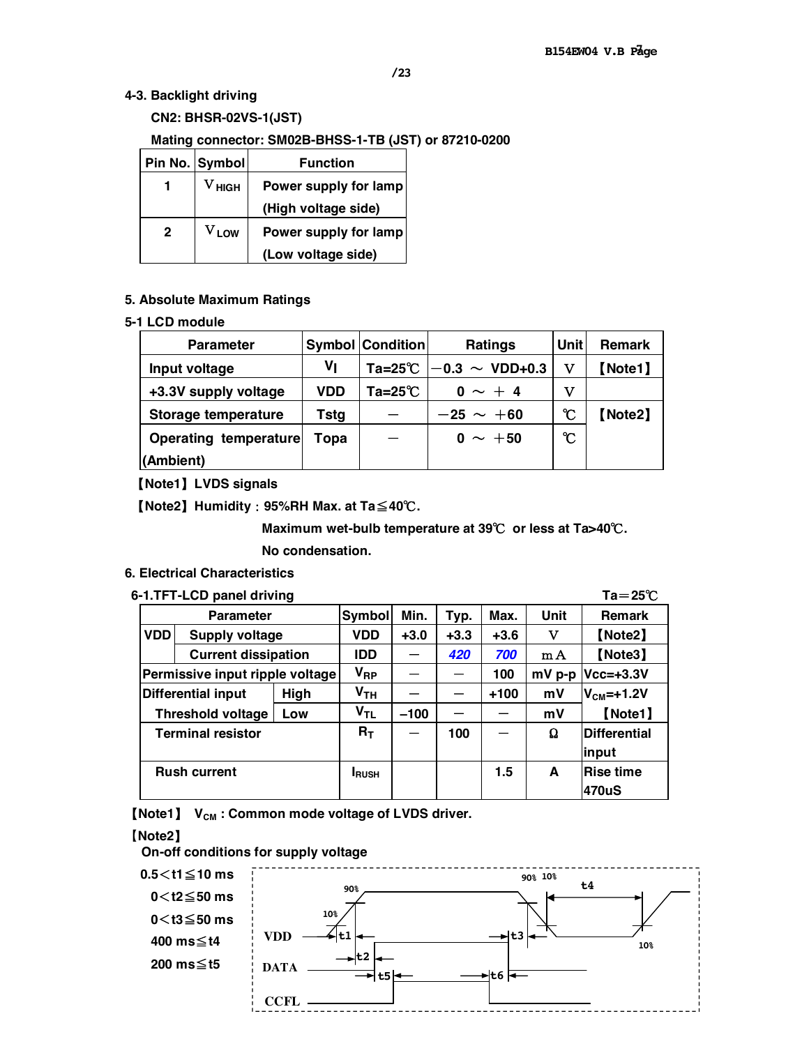### 4-3. Backlight driving

**CN2: BHSR-02VS-1(JST)**

**Mating connector: SM02B-BHSS-1-TB (JST) or 87210-0200**

| Pin No. | Symbol | Function |
|---|---|---|
| 1 | $V_{HIGH}$ | Power supply for lamp (High voltage side) |
| 2 | $V_{LOW}$ | Power supply for lamp (Low voltage side) |

## 5. Absolute Maximum Ratings

### 5-1 LCD module

| Parameter | Symbol | Condition | Ratings | Unit | Remark |
|---|---|---|---|---|---|
| Input voltage | $V_I$ | Ta=25℃ | −0.3 ～ VDD+0.3 | V | 【Note1】 |
| +3.3V supply voltage | VDD | Ta=25℃ | 0 ～ ＋4 | V | |
| Storage temperature | Tstg | − | −25 ～ ＋60 | ℃ | 【Note2】 |
| Operating temperature (Ambient) | Topa | − | 0 ～ ＋50 | ℃ | |

【Note1】LVDS signals

【Note2】Humidity：95%RH Max. at Ta≦40℃.

Maximum wet-bulb temperature at 39℃ or less at Ta>40℃.

No condensation.

## 6. Electrical Characteristics

### 6-1.TFT-LCD panel driving

Ta＝25℃

| Parameter | | Symbol | Min. | Typ. | Max. | Unit | Remark |
|---|---|---|---|---|---|---|---|
| VDD | Supply voltage | VDD | +3.0 | +3.3 | +3.6 | V | 【Note2】 |
| | Current dissipation | IDD | − | 420 | 700 | mA | 【Note3】 |
| Permissive input ripple voltage | | $V_{RP}$ | − | − | 100 | mV p-p | Vcc=+3.3V |
| Differential input Threshold voltage | High | $V_{TH}$ | − | − | +100 | mV | $V_{CM}$=+1.2V 【Note1】 |
| | Low | $V_{TL}$ | −100 | − | − | mV | |
| Terminal resistor | | $R_T$ | − | 100 | − | Ω | Differential input |
| Rush current | | $I_{RUSH}$ | | | 1.5 | A | Rise time 470uS |

【Note1】 $V_{CM}$ : Common mode voltage of LVDS driver.

【Note2】

On-off conditions for supply voltage

0.5＜t1≦10 ms

0＜t2≦50 ms

0＜t3≦50 ms

400 ms≦t4

200 ms≦t5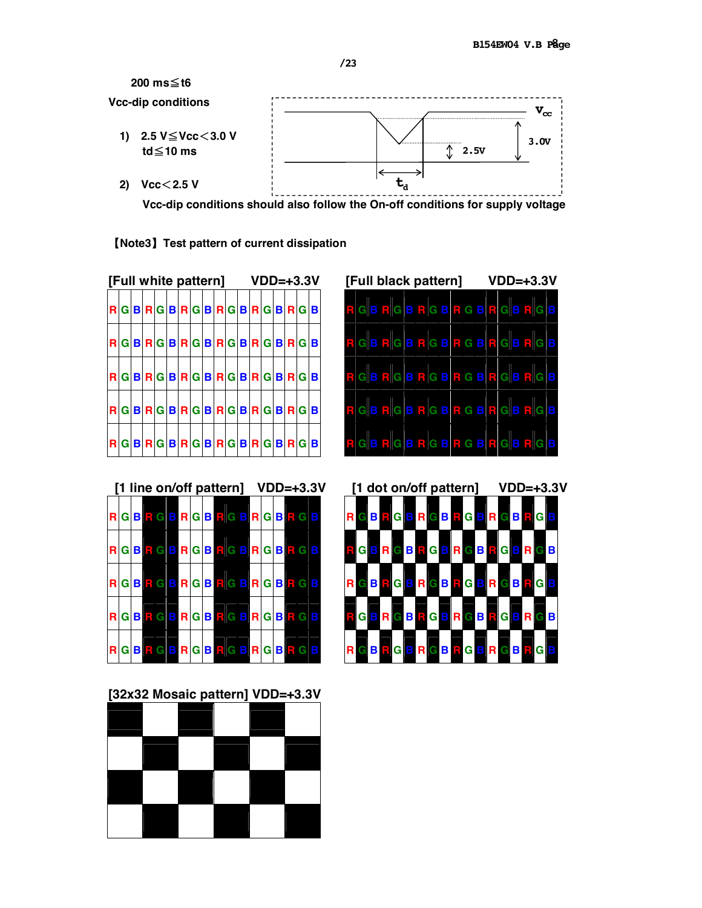200 ms≦t6

Vcc-dip conditions

1) 2.5 V≦Vcc＜3.0 V
   td≦10 ms

2) Vcc＜2.5 V

Vcc-dip conditions should also follow the On-off conditions for supply voltage

【Note3】Test pattern of current dissipation

[Full white pattern] VDD=+3.3V

[Full black pattern] VDD=+3.3V

[1 line on/off pattern] VDD=+3.3V

[1 dot on/off pattern] VDD=+3.3V

[32x32 Mosaic pattern] VDD=+3.3V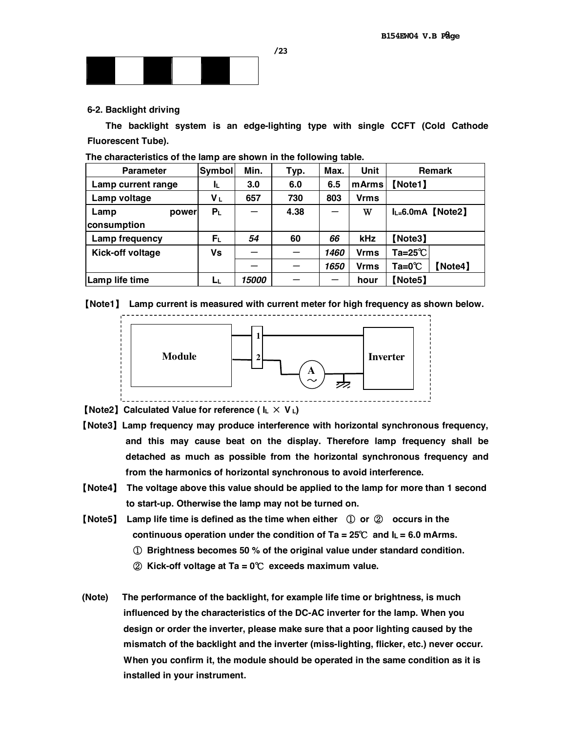## 6-2. Backlight driving

**The backlight system is an edge-lighting type with single CCFT (Cold Cathode Fluorescent Tube).**

**The characteristics of the lamp are shown in the following table.**

| Parameter | Symbol | Min. | Typ. | Max. | Unit | Remark | |
|---|---|---|---|---|---|---|---|
| Lamp current range | $I_L$ | 3.0 | 6.0 | 6.5 | mArms | 【Note1】 | |
| Lamp voltage | $V_L$ | 657 | 730 | 803 | Vrms | | |
| Lamp power consumption | $P_L$ | － | 4.38 | － | W | $I_L$=6.0mA 【Note2】 | |
| Lamp frequency | $F_L$ | *54* | 60 | *66* | kHz | 【Note3】 | |
| Kick-off voltage | Vs | － | － | *1460* | Vrms | Ta=25℃ | 【Note4】 |
| | | － | － | *1650* | Vrms | Ta=0℃ | |
| Lamp life time | $L_L$ | *15000* | － | － | hour | 【Note5】 | |

**【Note1】 Lamp current is measured with current meter for high frequency as shown below.**

Module — 1, 2 — A — Inverter

**【Note2】 Calculated Value for reference ( $I_L \times V_L$)**

**【Note3】 Lamp frequency may produce interference with horizontal synchronous frequency, and this may cause beat on the display. Therefore lamp frequency shall be detached as much as possible from the horizontal synchronous frequency and from the harmonics of horizontal synchronous to avoid interference.**

**【Note4】 The voltage above this value should be applied to the lamp for more than 1 second to start-up. Otherwise the lamp may not be turned on.**

**【Note5】 Lamp life time is defined as the time when either ① or ② occurs in the continuous operation under the condition of Ta = 25℃ and $I_L$ = 6.0 mArms.**

**① Brightness becomes 50 % of the original value under standard condition.**

**② Kick-off voltage at Ta = 0℃ exceeds maximum value.**

**(Note) The performance of the backlight, for example life time or brightness, is much influenced by the characteristics of the DC-AC inverter for the lamp. When you design or order the inverter, please make sure that a poor lighting caused by the mismatch of the backlight and the inverter (miss-lighting, flicker, etc.) never occur. When you confirm it, the module should be operated in the same condition as it is installed in your instrument.**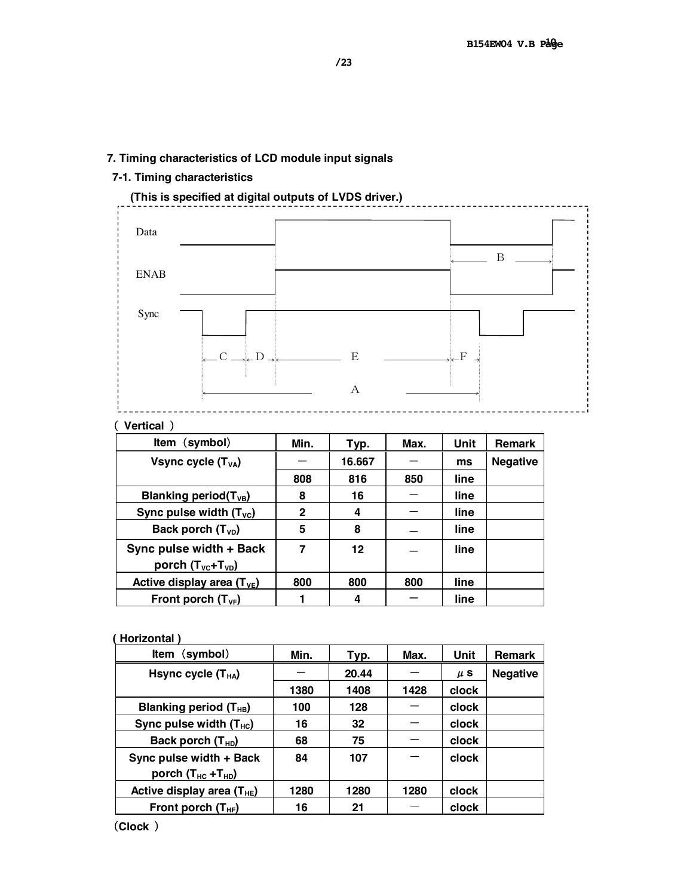## 7. Timing characteristics of LCD module input signals

### 7-1. Timing characteristics

**(This is specified at digital outputs of LVDS driver.)**

Data

ENAB

Sync

B

C D E F

A

（ **Vertical** ）

| Item（symbol） | Min. | Typ. | Max. | Unit | Remark |
|---|---|---|---|---|---|
| Vsync cycle ($T_{VA}$) | － | 16.667 | － | ms | Negative |
| | 808 | 816 | 850 | line | |
| Blanking period($T_{VB}$) | 8 | 16 | － | line | |
| Sync pulse width ($T_{VC}$) | 2 | 4 | － | line | |
| Back porch ($T_{VD}$) | 5 | 8 | － | line | |
| Sync pulse width + Back porch ($T_{VC}$+$T_{VD}$) | 7 | 12 | － | line | |
| Active display area ($T_{VE}$) | 800 | 800 | 800 | line | |
| Front porch ($T_{VF}$) | 1 | 4 | － | line | |

**( Horizontal )**

| Item（symbol） | Min. | Typ. | Max. | Unit | Remark |
|---|---|---|---|---|---|
| Hsync cycle ($T_{HA}$) | － | 20.44 | － | μs | Negative |
| | 1380 | 1408 | 1428 | clock | |
| Blanking period ($T_{HB}$) | 100 | 128 | － | clock | |
| Sync pulse width ($T_{HC}$) | 16 | 32 | － | clock | |
| Back porch ($T_{HD}$) | 68 | 75 | － | clock | |
| Sync pulse width + Back porch ($T_{HC}$ +$T_{HD}$) | 84 | 107 | － | clock | |
| Active display area ($T_{HE}$) | 1280 | 1280 | 1280 | clock | |
| Front porch ($T_{HF}$) | 16 | 21 | － | clock | |

（**Clock** ）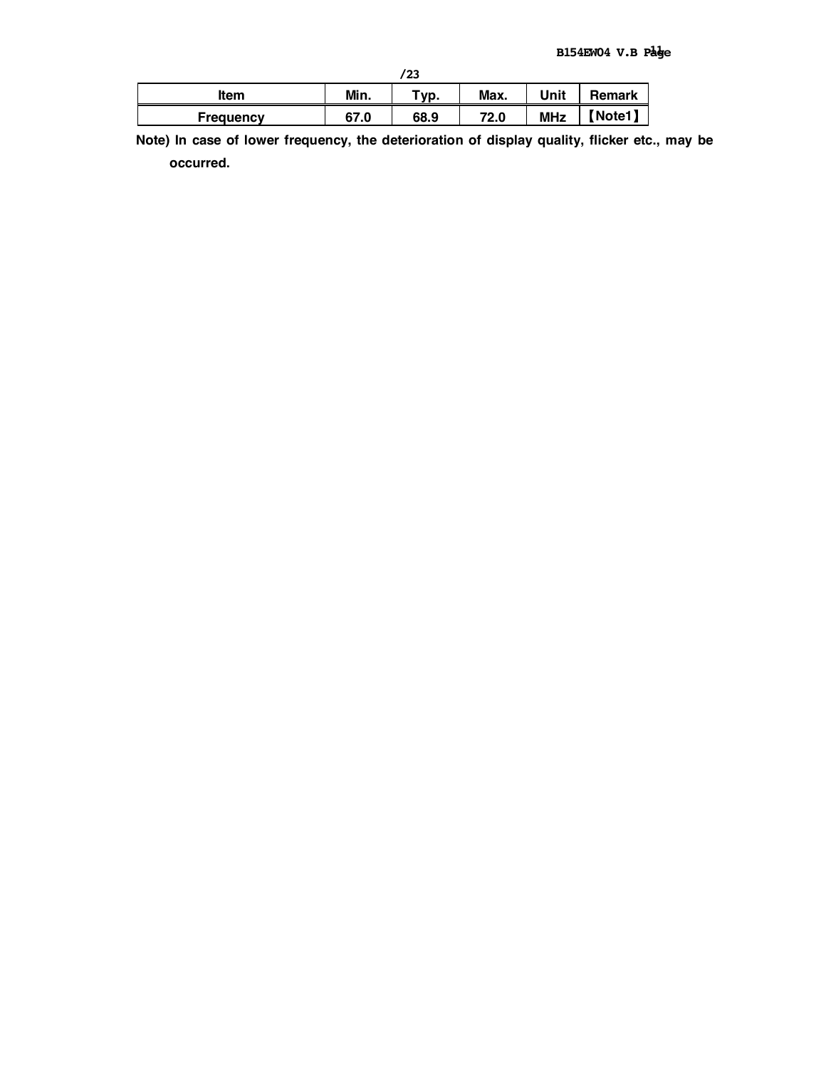| Item | Min. | Typ. | Max. | Unit | Remark |
| --- | --- | --- | --- | --- | --- |
| Frequency | 67.0 | 68.9 | 72.0 | MHz | 【Note1】 |

Note) In case of lower frequency, the deterioration of display quality, flicker etc., may be occurred.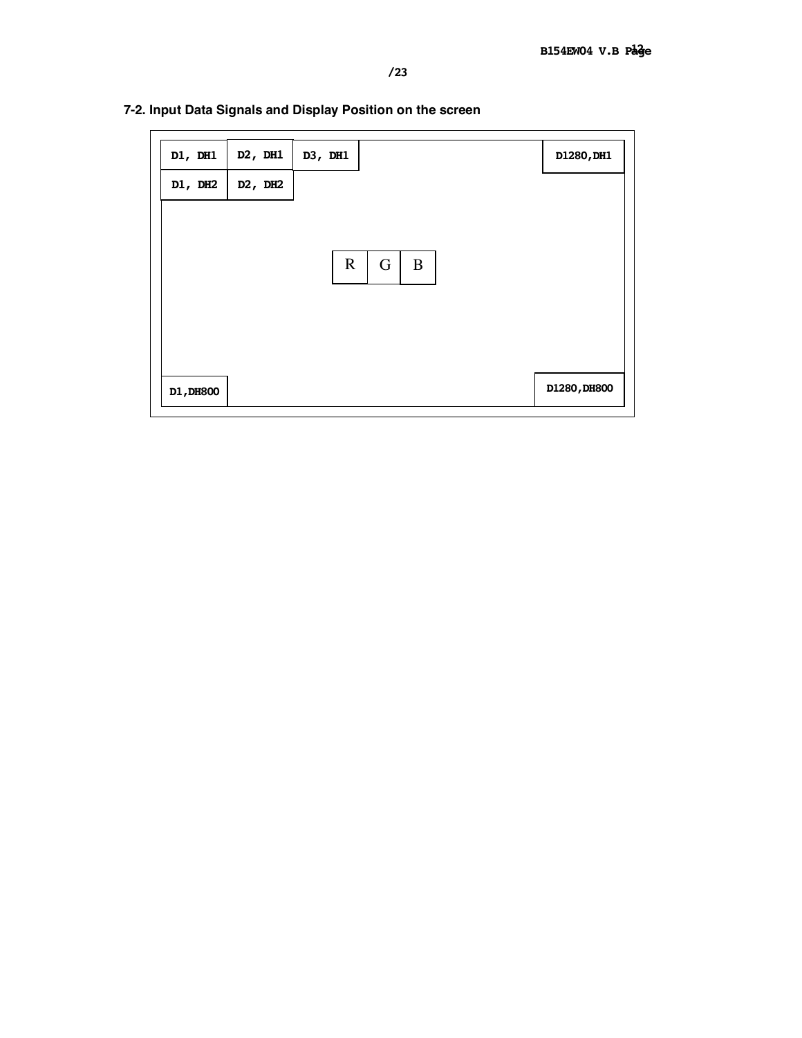## 7-2. Input Data Signals and Display Position on the screen

| D1, DH1 | D2, DH1 | D3, DH1 | | D1280,DH1 |
|---|---|---|---|---|
| D1, DH2 | D2, DH2 | | | |
| | | R G B | | |
| D1,DH800 | | | | D1280,DH800 |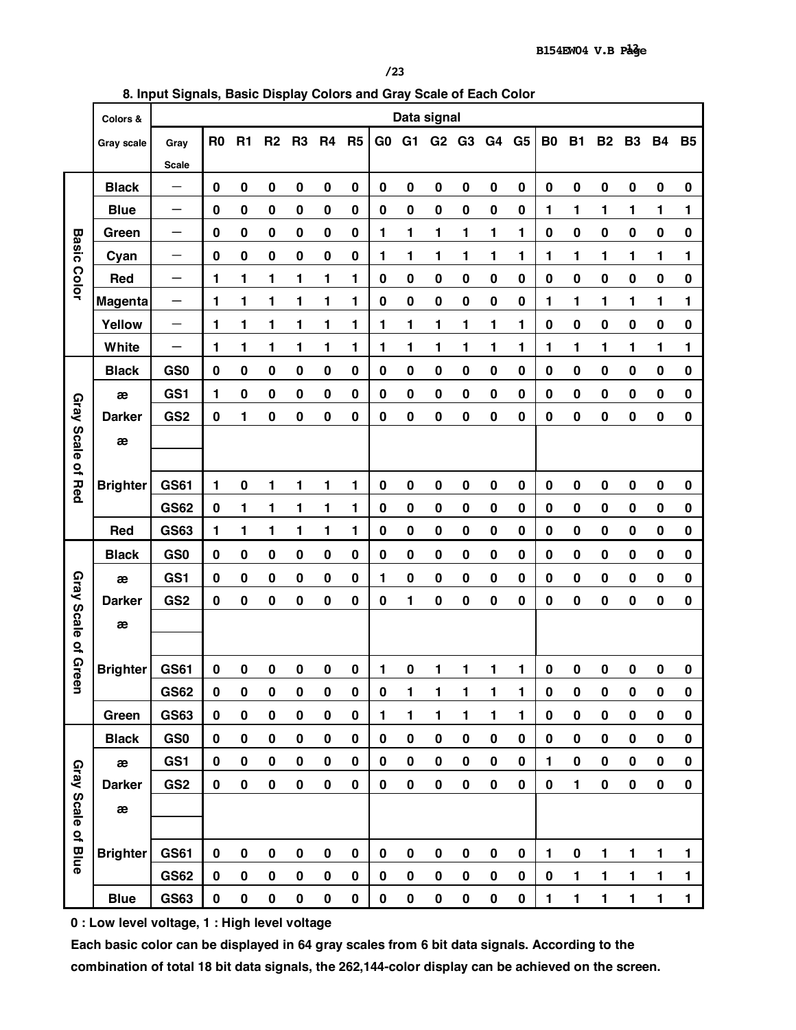## 8. Input Signals, Basic Display Colors and Gray Scale of Each Color

| | Colors & Gray scale | Gray Scale | R0 | R1 | R2 | R3 | R4 | R5 | G0 | G1 | G2 | G3 | G4 | G5 | B0 | B1 | B2 | B3 | B4 | B5 |
|---|---|---|---|---|---|---|---|---|---|---|---|---|---|---|---|---|---|---|---|---|
| Basic Color | Black | — | 0 | 0 | 0 | 0 | 0 | 0 | 0 | 0 | 0 | 0 | 0 | 0 | 0 | 0 | 0 | 0 | 0 | 0 |
| | Blue | — | 0 | 0 | 0 | 0 | 0 | 0 | 0 | 0 | 0 | 0 | 0 | 0 | 1 | 1 | 1 | 1 | 1 | 1 |
| | Green | — | 0 | 0 | 0 | 0 | 0 | 0 | 1 | 1 | 1 | 1 | 1 | 1 | 0 | 0 | 0 | 0 | 0 | 0 |
| | Cyan | — | 0 | 0 | 0 | 0 | 0 | 0 | 1 | 1 | 1 | 1 | 1 | 1 | 1 | 1 | 1 | 1 | 1 | 1 |
| | Red | — | 1 | 1 | 1 | 1 | 1 | 1 | 0 | 0 | 0 | 0 | 0 | 0 | 0 | 0 | 0 | 0 | 0 | 0 |
| | Magenta | — | 1 | 1 | 1 | 1 | 1 | 1 | 0 | 0 | 0 | 0 | 0 | 0 | 1 | 1 | 1 | 1 | 1 | 1 |
| | Yellow | — | 1 | 1 | 1 | 1 | 1 | 1 | 1 | 1 | 1 | 1 | 1 | 1 | 0 | 0 | 0 | 0 | 0 | 0 |
| | White | — | 1 | 1 | 1 | 1 | 1 | 1 | 1 | 1 | 1 | 1 | 1 | 1 | 1 | 1 | 1 | 1 | 1 | 1 |
| Gray Scale of Red | Black | GS0 | 0 | 0 | 0 | 0 | 0 | 0 | 0 | 0 | 0 | 0 | 0 | 0 | 0 | 0 | 0 | 0 | 0 | 0 |
| | æ | GS1 | 1 | 0 | 0 | 0 | 0 | 0 | 0 | 0 | 0 | 0 | 0 | 0 | 0 | 0 | 0 | 0 | 0 | 0 |
| | Darker | GS2 | 0 | 1 | 0 | 0 | 0 | 0 | 0 | 0 | 0 | 0 | 0 | 0 | 0 | 0 | 0 | 0 | 0 | 0 |
| | æ | | | | | | | | | | | | | | | | | | | |
| | | | | | | | | | | | | | | | | | | | | |
| | Brighter | GS61 | 1 | 0 | 1 | 1 | 1 | 1 | 0 | 0 | 0 | 0 | 0 | 0 | 0 | 0 | 0 | 0 | 0 | 0 |
| | | GS62 | 0 | 1 | 1 | 1 | 1 | 1 | 0 | 0 | 0 | 0 | 0 | 0 | 0 | 0 | 0 | 0 | 0 | 0 |
| | Red | GS63 | 1 | 1 | 1 | 1 | 1 | 1 | 0 | 0 | 0 | 0 | 0 | 0 | 0 | 0 | 0 | 0 | 0 | 0 |
| Gray Scale of Green | Black | GS0 | 0 | 0 | 0 | 0 | 0 | 0 | 0 | 0 | 0 | 0 | 0 | 0 | 0 | 0 | 0 | 0 | 0 | 0 |
| | æ | GS1 | 0 | 0 | 0 | 0 | 0 | 0 | 1 | 0 | 0 | 0 | 0 | 0 | 0 | 0 | 0 | 0 | 0 | 0 |
| | Darker | GS2 | 0 | 0 | 0 | 0 | 0 | 0 | 0 | 1 | 0 | 0 | 0 | 0 | 0 | 0 | 0 | 0 | 0 | 0 |
| | æ | | | | | | | | | | | | | | | | | | | |
| | | | | | | | | | | | | | | | | | | | | |
| | Brighter | GS61 | 0 | 0 | 0 | 0 | 0 | 0 | 1 | 0 | 1 | 1 | 1 | 1 | 0 | 0 | 0 | 0 | 0 | 0 |
| | | GS62 | 0 | 0 | 0 | 0 | 0 | 0 | 0 | 1 | 1 | 1 | 1 | 1 | 0 | 0 | 0 | 0 | 0 | 0 |
| | Green | GS63 | 0 | 0 | 0 | 0 | 0 | 0 | 1 | 1 | 1 | 1 | 1 | 1 | 0 | 0 | 0 | 0 | 0 | 0 |
| Gray Scale of Blue | Black | GS0 | 0 | 0 | 0 | 0 | 0 | 0 | 0 | 0 | 0 | 0 | 0 | 0 | 0 | 0 | 0 | 0 | 0 | 0 |
| | æ | GS1 | 0 | 0 | 0 | 0 | 0 | 0 | 0 | 0 | 0 | 0 | 0 | 0 | 1 | 0 | 0 | 0 | 0 | 0 |
| | Darker | GS2 | 0 | 0 | 0 | 0 | 0 | 0 | 0 | 0 | 0 | 0 | 0 | 0 | 0 | 1 | 0 | 0 | 0 | 0 |
| | æ | | | | | | | | | | | | | | | | | | | |
| | | | | | | | | | | | | | | | | | | | | |
| | Brighter | GS61 | 0 | 0 | 0 | 0 | 0 | 0 | 0 | 0 | 0 | 0 | 0 | 0 | 1 | 0 | 1 | 1 | 1 | 1 |
| | | GS62 | 0 | 0 | 0 | 0 | 0 | 0 | 0 | 0 | 0 | 0 | 0 | 0 | 0 | 1 | 1 | 1 | 1 | 1 |
| | Blue | GS63 | 0 | 0 | 0 | 0 | 0 | 0 | 0 | 0 | 0 | 0 | 0 | 0 | 1 | 1 | 1 | 1 | 1 | 1 |

**0 : Low level voltage, 1 : High level voltage**

**Each basic color can be displayed in 64 gray scales from 6 bit data signals. According to the combination of total 18 bit data signals, the 262,144-color display can be achieved on the screen.**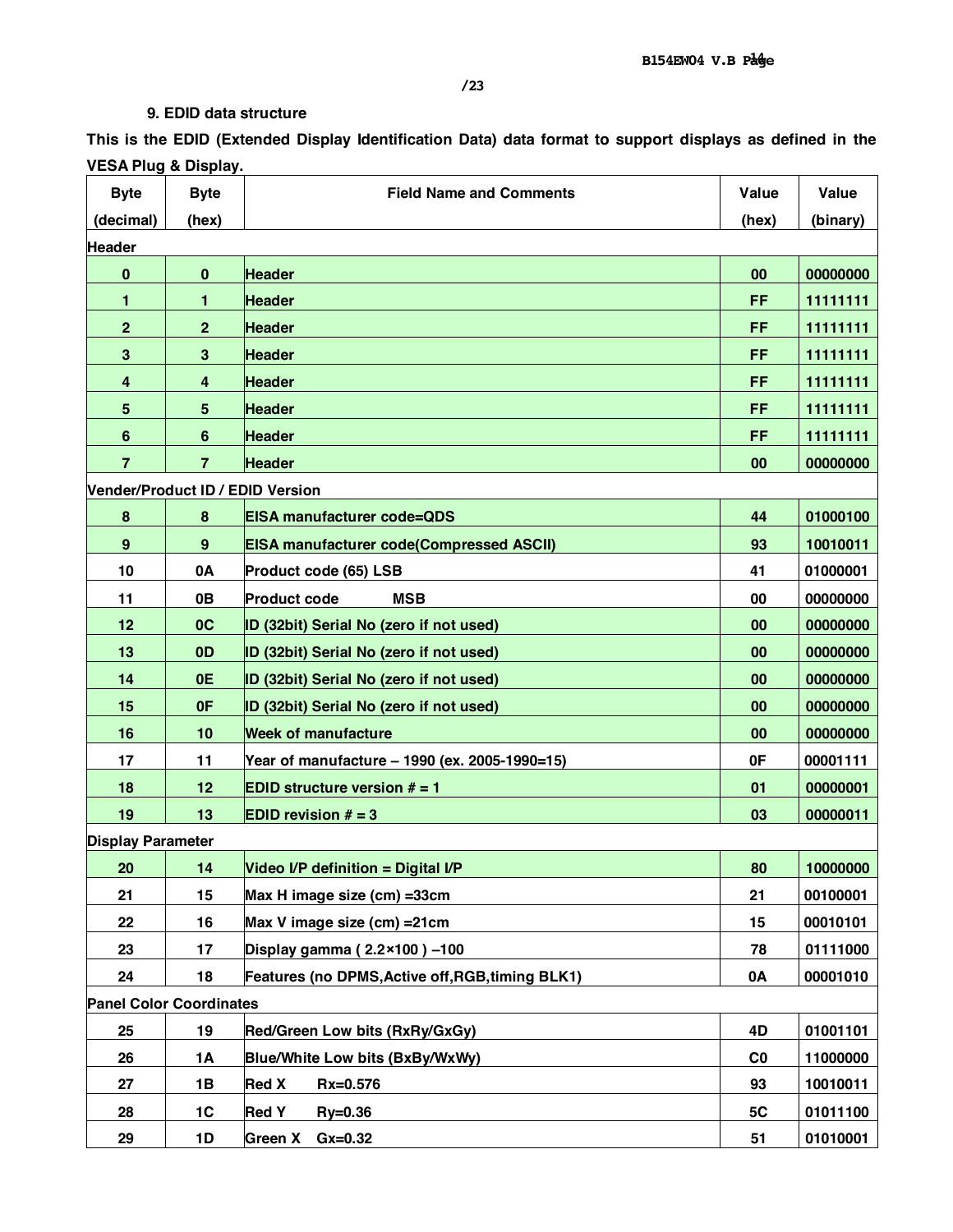### 9. EDID data structure

**This is the EDID (Extended Display Identification Data) data format to support displays as defined in the VESA Plug & Display.**

| Byte (decimal) | Byte (hex) | Field Name and Comments | Value (hex) | Value (binary) |
|---|---|---|---|---|
| **Header** | | | | |
| 0 | 0 | Header | 00 | 00000000 |
| 1 | 1 | Header | FF | 11111111 |
| 2 | 2 | Header | FF | 11111111 |
| 3 | 3 | Header | FF | 11111111 |
| 4 | 4 | Header | FF | 11111111 |
| 5 | 5 | Header | FF | 11111111 |
| 6 | 6 | Header | FF | 11111111 |
| 7 | 7 | Header | 00 | 00000000 |
| **Vender/Product ID / EDID Version** | | | | |
| 8 | 8 | EISA manufacturer code=QDS | 44 | 01000100 |
| 9 | 9 | EISA manufacturer code(Compressed ASCII) | 93 | 10010011 |
| 10 | 0A | Product code (65) LSB | 41 | 01000001 |
| 11 | 0B | Product code MSB | 00 | 00000000 |
| 12 | 0C | ID (32bit) Serial No (zero if not used) | 00 | 00000000 |
| 13 | 0D | ID (32bit) Serial No (zero if not used) | 00 | 00000000 |
| 14 | 0E | ID (32bit) Serial No (zero if not used) | 00 | 00000000 |
| 15 | 0F | ID (32bit) Serial No (zero if not used) | 00 | 00000000 |
| 16 | 10 | Week of manufacture | 00 | 00000000 |
| 17 | 11 | Year of manufacture – 1990 (ex. 2005-1990=15) | 0F | 00001111 |
| 18 | 12 | EDID structure version # = 1 | 01 | 00000001 |
| 19 | 13 | EDID revision # = 3 | 03 | 00000011 |
| **Display Parameter** | | | | |
| 20 | 14 | Video I/P definition = Digital I/P | 80 | 10000000 |
| 21 | 15 | Max H image size (cm) =33cm | 21 | 00100001 |
| 22 | 16 | Max V image size (cm) =21cm | 15 | 00010101 |
| 23 | 17 | Display gamma ( 2.2×100 ) –100 | 78 | 01111000 |
| 24 | 18 | Features (no DPMS,Active off,RGB,timing BLK1) | 0A | 00001010 |
| **Panel Color Coordinates** | | | | |
| 25 | 19 | Red/Green Low bits (RxRy/GxGy) | 4D | 01001101 |
| 26 | 1A | Blue/White Low bits (BxBy/WxWy) | C0 | 11000000 |
| 27 | 1B | Red X Rx=0.576 | 93 | 10010011 |
| 28 | 1C | Red Y Ry=0.36 | 5C | 01011100 |
| 29 | 1D | Green X Gx=0.32 | 51 | 01010001 |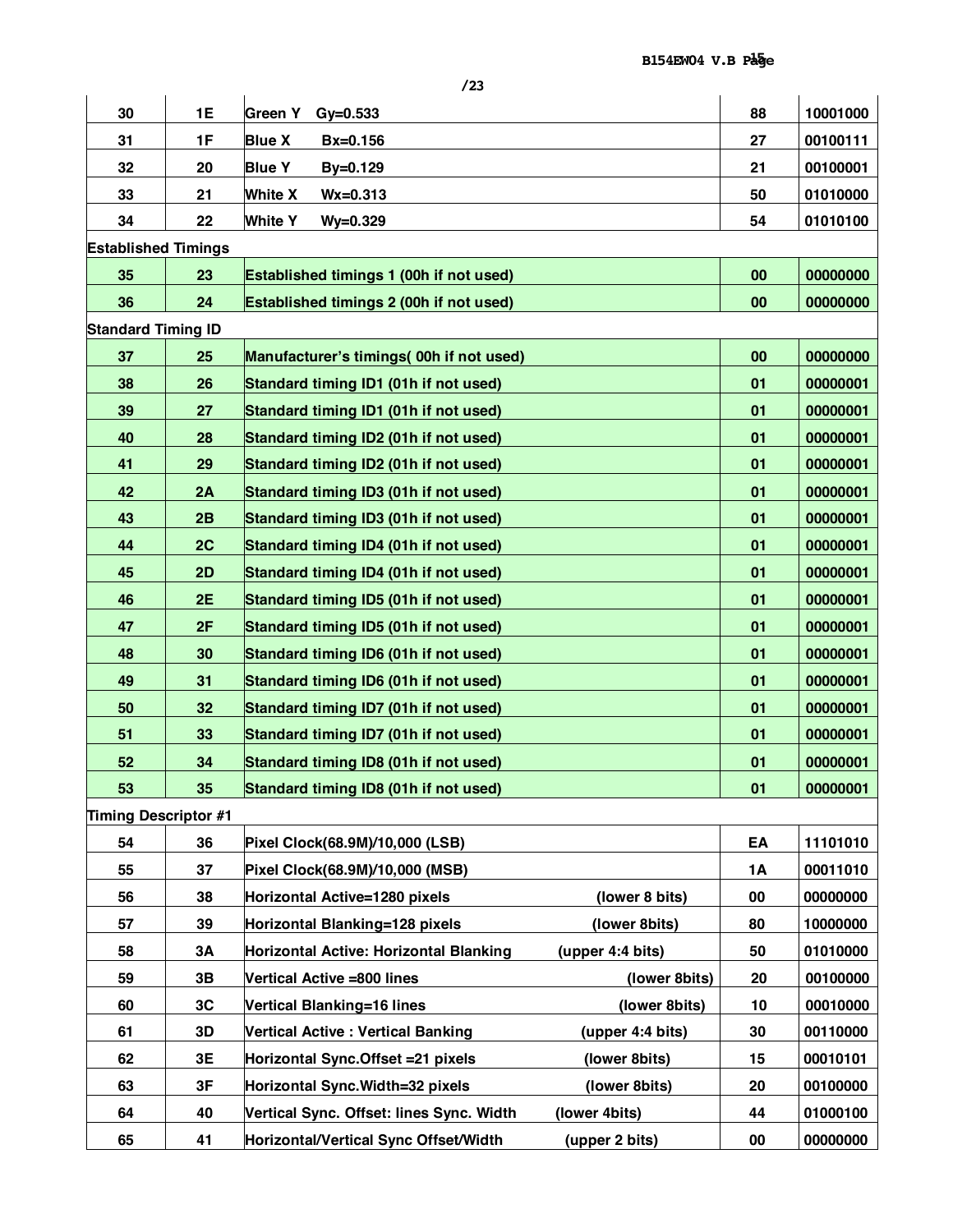| | | | | |
|---|---|---|---|---|
| 30 | 1E | Green Y Gy=0.533 | 88 | 10001000 |
| 31 | 1F | Blue X Bx=0.156 | 27 | 00100111 |
| 32 | 20 | Blue Y By=0.129 | 21 | 00100001 |
| 33 | 21 | White X Wx=0.313 | 50 | 01010000 |
| 34 | 22 | White Y Wy=0.329 | 54 | 01010100 |
| **Established Timings** | | | | |
| 35 | 23 | Established timings 1 (00h if not used) | 00 | 00000000 |
| 36 | 24 | Established timings 2 (00h if not used) | 00 | 00000000 |
| **Standard Timing ID** | | | | |
| 37 | 25 | Manufacturer's timings( 00h if not used) | 00 | 00000000 |
| 38 | 26 | Standard timing ID1 (01h if not used) | 01 | 00000001 |
| 39 | 27 | Standard timing ID1 (01h if not used) | 01 | 00000001 |
| 40 | 28 | Standard timing ID2 (01h if not used) | 01 | 00000001 |
| 41 | 29 | Standard timing ID2 (01h if not used) | 01 | 00000001 |
| 42 | 2A | Standard timing ID3 (01h if not used) | 01 | 00000001 |
| 43 | 2B | Standard timing ID3 (01h if not used) | 01 | 00000001 |
| 44 | 2C | Standard timing ID4 (01h if not used) | 01 | 00000001 |
| 45 | 2D | Standard timing ID4 (01h if not used) | 01 | 00000001 |
| 46 | 2E | Standard timing ID5 (01h if not used) | 01 | 00000001 |
| 47 | 2F | Standard timing ID5 (01h if not used) | 01 | 00000001 |
| 48 | 30 | Standard timing ID6 (01h if not used) | 01 | 00000001 |
| 49 | 31 | Standard timing ID6 (01h if not used) | 01 | 00000001 |
| 50 | 32 | Standard timing ID7 (01h if not used) | 01 | 00000001 |
| 51 | 33 | Standard timing ID7 (01h if not used) | 01 | 00000001 |
| 52 | 34 | Standard timing ID8 (01h if not used) | 01 | 00000001 |
| 53 | 35 | Standard timing ID8 (01h if not used) | 01 | 00000001 |
| **Timing Descriptor #1** | | | | |
| 54 | 36 | Pixel Clock(68.9M)/10,000 (LSB) | EA | 11101010 |
| 55 | 37 | Pixel Clock(68.9M)/10,000 (MSB) | 1A | 00011010 |
| 56 | 38 | Horizontal Active=1280 pixels (lower 8 bits) | 00 | 00000000 |
| 57 | 39 | Horizontal Blanking=128 pixels (lower 8bits) | 80 | 10000000 |
| 58 | 3A | Horizontal Active: Horizontal Blanking (upper 4:4 bits) | 50 | 01010000 |
| 59 | 3B | Vertical Active =800 lines (lower 8bits) | 20 | 00100000 |
| 60 | 3C | Vertical Blanking=16 lines (lower 8bits) | 10 | 00010000 |
| 61 | 3D | Vertical Active : Vertical Banking (upper 4:4 bits) | 30 | 00110000 |
| 62 | 3E | Horizontal Sync.Offset =21 pixels (lower 8bits) | 15 | 00010101 |
| 63 | 3F | Horizontal Sync.Width=32 pixels (lower 8bits) | 20 | 00100000 |
| 64 | 40 | Vertical Sync. Offset: lines Sync. Width (lower 4bits) | 44 | 01000100 |
| 65 | 41 | Horizontal/Vertical Sync Offset/Width (upper 2 bits) | 00 | 00000000 |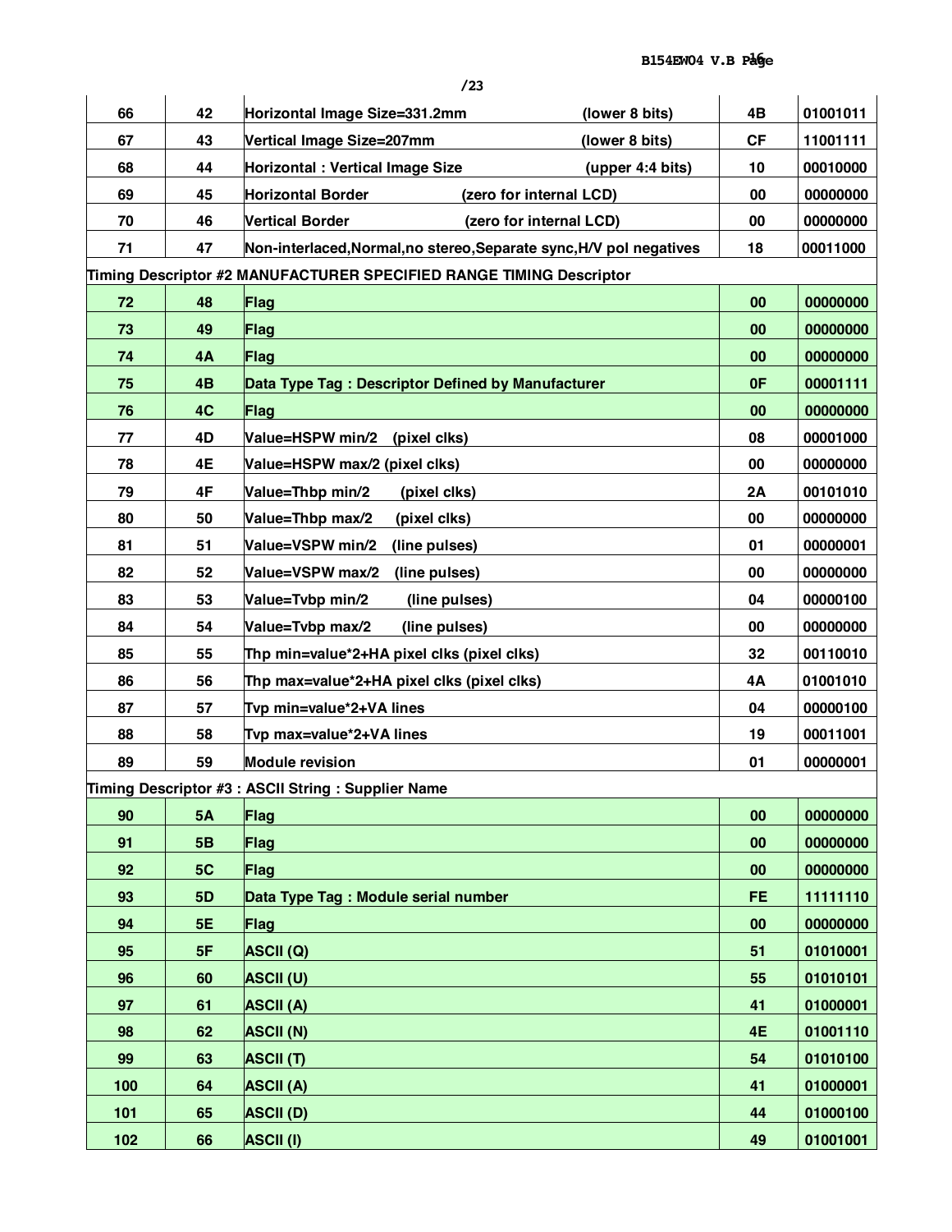| | | | | |
|---|---|---|---|---|
| 66 | 42 | Horizontal Image Size=331.2mm (lower 8 bits) | 4B | 01001011 |
| 67 | 43 | Vertical Image Size=207mm (lower 8 bits) | CF | 11001111 |
| 68 | 44 | Horizontal : Vertical Image Size (upper 4:4 bits) | 10 | 00010000 |
| 69 | 45 | Horizontal Border (zero for internal LCD) | 00 | 00000000 |
| 70 | 46 | Vertical Border (zero for internal LCD) | 00 | 00000000 |
| 71 | 47 | Non-interlaced,Normal,no stereo,Separate sync,H/V pol negatives | 18 | 00011000 |
| **Timing Descriptor #2 MANUFACTURER SPECIFIED RANGE TIMING Descriptor** | | | | |
| 72 | 48 | Flag | 00 | 00000000 |
| 73 | 49 | Flag | 00 | 00000000 |
| 74 | 4A | Flag | 00 | 00000000 |
| 75 | 4B | Data Type Tag : Descriptor Defined by Manufacturer | 0F | 00001111 |
| 76 | 4C | Flag | 00 | 00000000 |
| 77 | 4D | Value=HSPW min/2 (pixel clks) | 08 | 00001000 |
| 78 | 4E | Value=HSPW max/2 (pixel clks) | 00 | 00000000 |
| 79 | 4F | Value=Thbp min/2 (pixel clks) | 2A | 00101010 |
| 80 | 50 | Value=Thbp max/2 (pixel clks) | 00 | 00000000 |
| 81 | 51 | Value=VSPW min/2 (line pulses) | 01 | 00000001 |
| 82 | 52 | Value=VSPW max/2 (line pulses) | 00 | 00000000 |
| 83 | 53 | Value=Tvbp min/2 (line pulses) | 04 | 00000100 |
| 84 | 54 | Value=Tvbp max/2 (line pulses) | 00 | 00000000 |
| 85 | 55 | Thp min=value*2+HA pixel clks (pixel clks) | 32 | 00110010 |
| 86 | 56 | Thp max=value*2+HA pixel clks (pixel clks) | 4A | 01001010 |
| 87 | 57 | Tvp min=value*2+VA lines | 04 | 00000100 |
| 88 | 58 | Tvp max=value*2+VA lines | 19 | 00011001 |
| 89 | 59 | Module revision | 01 | 00000001 |
| **Timing Descriptor #3 : ASCII String : Supplier Name** | | | | |
| 90 | 5A | Flag | 00 | 00000000 |
| 91 | 5B | Flag | 00 | 00000000 |
| 92 | 5C | Flag | 00 | 00000000 |
| 93 | 5D | Data Type Tag : Module serial number | FE | 11111110 |
| 94 | 5E | Flag | 00 | 00000000 |
| 95 | 5F | ASCII (Q) | 51 | 01010001 |
| 96 | 60 | ASCII (U) | 55 | 01010101 |
| 97 | 61 | ASCII (A) | 41 | 01000001 |
| 98 | 62 | ASCII (N) | 4E | 01001110 |
| 99 | 63 | ASCII (T) | 54 | 01010100 |
| 100 | 64 | ASCII (A) | 41 | 01000001 |
| 101 | 65 | ASCII (D) | 44 | 01000100 |
| 102 | 66 | ASCII (I) | 49 | 01001001 |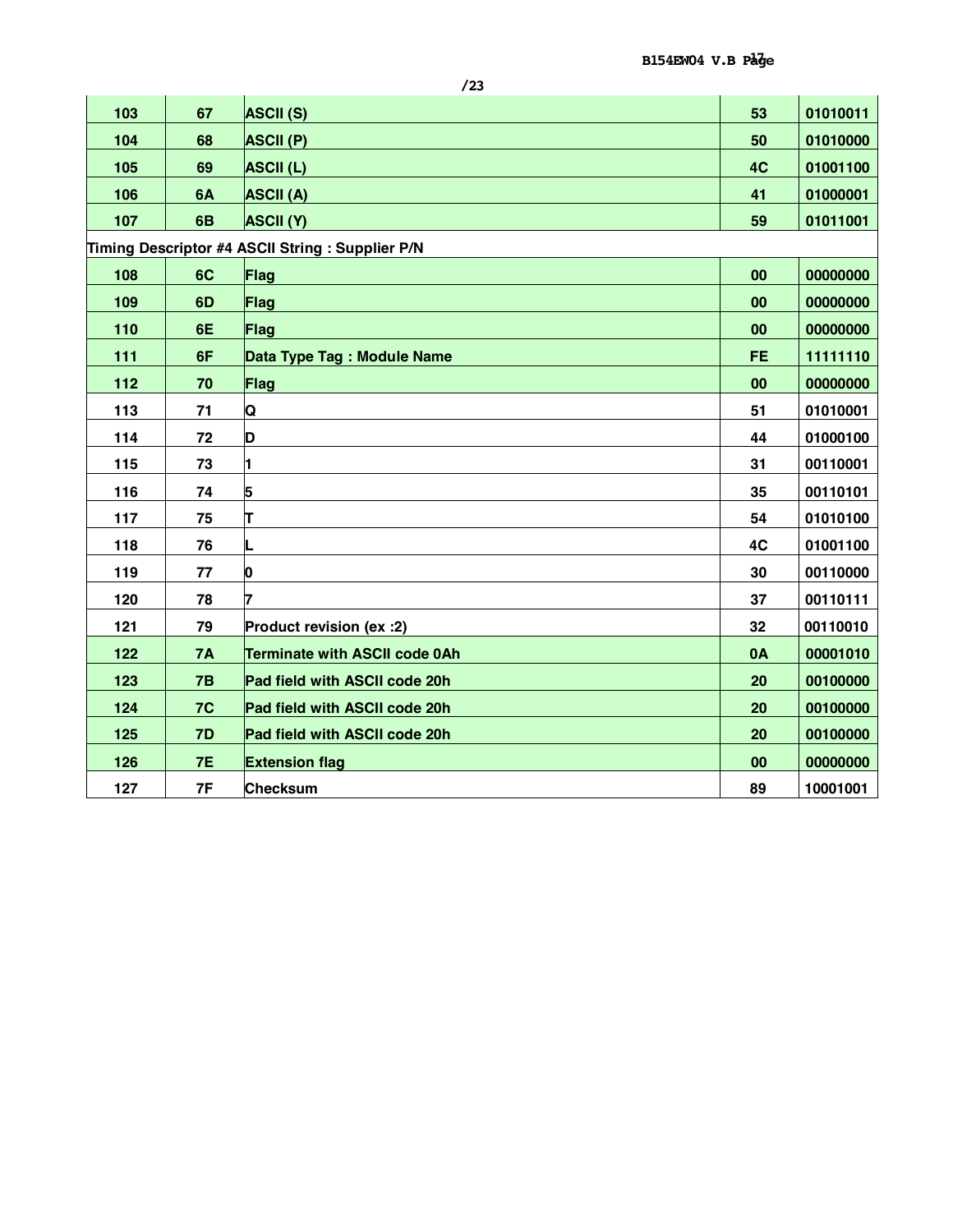| | | | | |
|---|---|---|---|---|
| 103 | 67 | ASCII (S) | 53 | 01010011 |
| 104 | 68 | ASCII (P) | 50 | 01010000 |
| 105 | 69 | ASCII (L) | 4C | 01001100 |
| 106 | 6A | ASCII (A) | 41 | 01000001 |
| 107 | 6B | ASCII (Y) | 59 | 01011001 |
| Timing Descriptor #4 ASCII String : Supplier P/N | | | | |
| 108 | 6C | Flag | 00 | 00000000 |
| 109 | 6D | Flag | 00 | 00000000 |
| 110 | 6E | Flag | 00 | 00000000 |
| 111 | 6F | Data Type Tag : Module Name | FE | 11111110 |
| 112 | 70 | Flag | 00 | 00000000 |
| 113 | 71 | Q | 51 | 01010001 |
| 114 | 72 | D | 44 | 01000100 |
| 115 | 73 | 1 | 31 | 00110001 |
| 116 | 74 | 5 | 35 | 00110101 |
| 117 | 75 | T | 54 | 01010100 |
| 118 | 76 | L | 4C | 01001100 |
| 119 | 77 | 0 | 30 | 00110000 |
| 120 | 78 | 7 | 37 | 00110111 |
| 121 | 79 | Product revision (ex :2) | 32 | 00110010 |
| 122 | 7A | Terminate with ASCII code 0Ah | 0A | 00001010 |
| 123 | 7B | Pad field with ASCII code 20h | 20 | 00100000 |
| 124 | 7C | Pad field with ASCII code 20h | 20 | 00100000 |
| 125 | 7D | Pad field with ASCII code 20h | 20 | 00100000 |
| 126 | 7E | Extension flag | 00 | 00000000 |
| 127 | 7F | Checksum | 89 | 10001001 |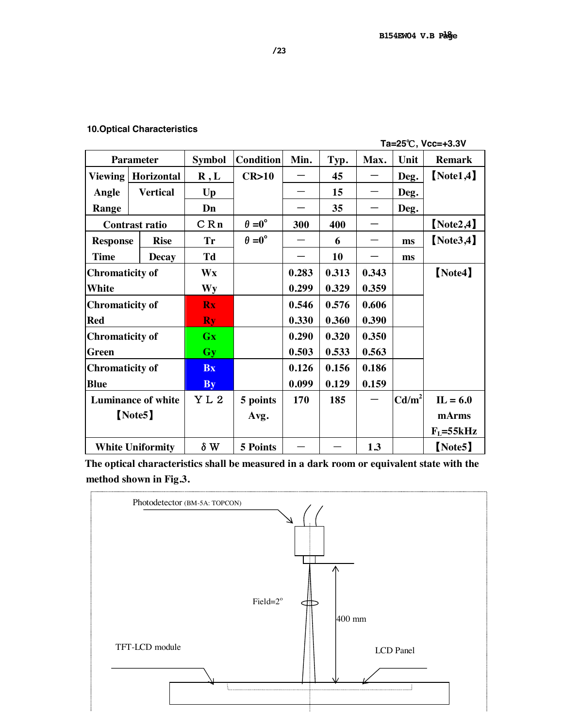## 10.Optical Characteristics

Ta=25℃, Vcc=+3.3V

| Parameter | | Symbol | Condition | Min. | Typ. | Max. | Unit | Remark |
|---|---|---|---|---|---|---|---|---|
| Viewing Angle Range | Horizontal | R , L | CR>10 | － | 45 | － | Deg. | 【Note1,4】 |
| | Vertical | Up | | － | 15 | － | Deg. | |
| | | Dn | | － | 35 | － | Deg. | |
| Contrast ratio | | CRn | $\theta$ =0° | 300 | 400 | － | | 【Note2,4】 |
| Response Time | Rise | Tr | $\theta$ =0° | － | 6 | － | ms | 【Note3,4】 |
| | Decay | Td | | － | 10 | － | ms | |
| Chromaticity of White | | Wx | | 0.283 | 0.313 | 0.343 | | 【Note4】 |
| | | Wy | | 0.299 | 0.329 | 0.359 | | |
| Chromaticity of Red | | Rx | | 0.546 | 0.576 | 0.606 | | |
| | | Ry | | 0.330 | 0.360 | 0.390 | | |
| Chromaticity of Green | | Gx | | 0.290 | 0.320 | 0.350 | | |
| | | Gy | | 0.503 | 0.533 | 0.563 | | |
| Chromaticity of Blue | | Bx | | 0.126 | 0.156 | 0.186 | | |
| | | By | | 0.099 | 0.129 | 0.159 | | |
| Luminance of white 【Note5】 | | YL2 | 5 points Avg. | 170 | 185 | － | Cd/m$^2$ | IL = 6.0 mArms $F_L$=55kHz |
| White Uniformity | | $\delta$W | 5 Points | － | － | 1.3 | | 【Note5】 |

**The optical characteristics shall be measured in a dark room or equivalent state with the method shown in Fig.3.**

Photodetector (BM-5A: TOPCON)

Field=2°

400 mm

TFT-LCD module

LCD Panel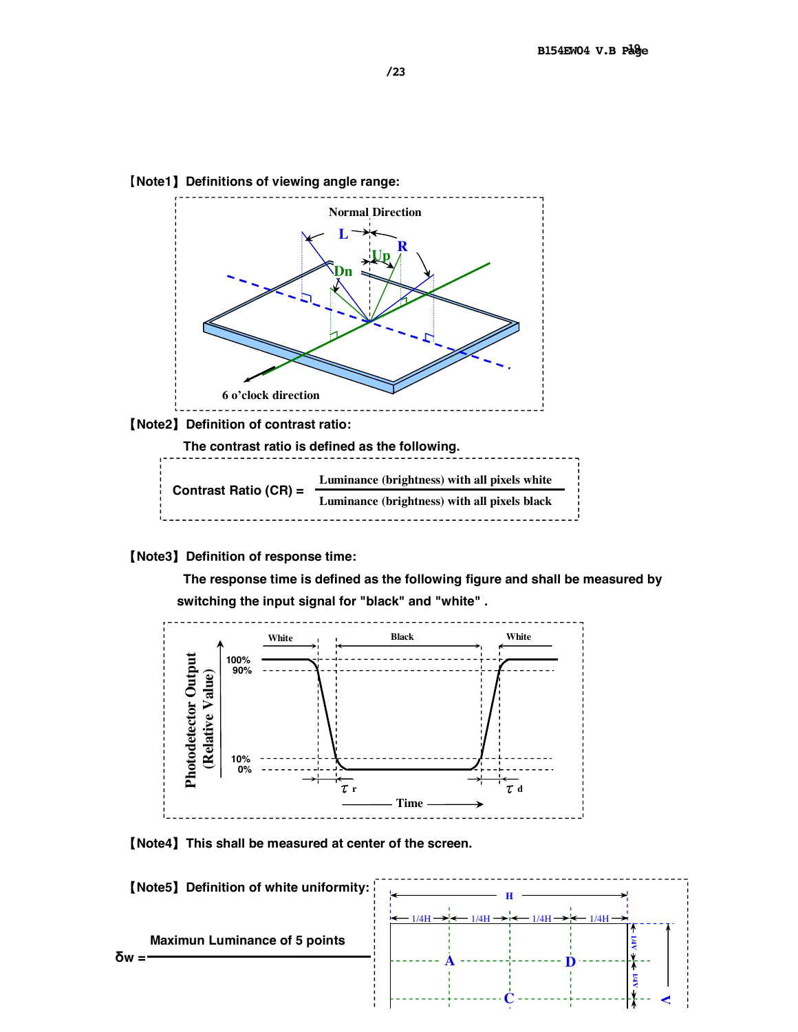【Note1】Definitions of viewing angle range:

Normal Direction

L R Up Dn

6 o'clock direction

【Note2】Definition of contrast ratio:

The contrast ratio is defined as the following.

$$\text{Contrast Ratio (CR)} = \frac{\text{Luminance (brightness) with all pixels white}}{\text{Luminance (brightness) with all pixels black}}$$

【Note3】Definition of response time:

The response time is defined as the following figure and shall be measured by switching the input signal for "black" and "white" .

White Black White

100% 90% 10% 0%

Photodetector Output (Relative Value)

$\tau_r$ $\tau_d$

Time

【Note4】This shall be measured at center of the screen.

【Note5】Definition of white uniformity:

$$\delta w = \frac{\text{Maximun Luminance of 5 points}}{}$$

H

1/4H 1/4H 1/4H 1/4H

1/4V 1/4V

A D C

V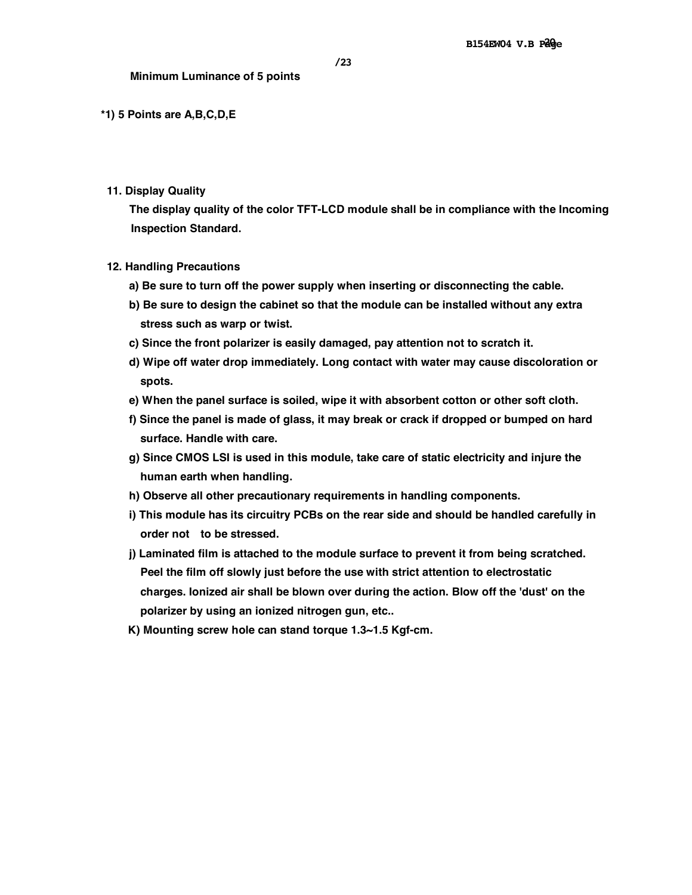Minimum Luminance of 5 points

*1) 5 Points are A,B,C,D,E

## 11. Display Quality

The display quality of the color TFT-LCD module shall be in compliance with the Incoming Inspection Standard.

## 12. Handling Precautions

a) Be sure to turn off the power supply when inserting or disconnecting the cable.

b) Be sure to design the cabinet so that the module can be installed without any extra stress such as warp or twist.

c) Since the front polarizer is easily damaged, pay attention not to scratch it.

d) Wipe off water drop immediately. Long contact with water may cause discoloration or spots.

e) When the panel surface is soiled, wipe it with absorbent cotton or other soft cloth.

f) Since the panel is made of glass, it may break or crack if dropped or bumped on hard surface. Handle with care.

g) Since CMOS LSI is used in this module, take care of static electricity and injure the human earth when handling.

h) Observe all other precautionary requirements in handling components.

i) This module has its circuitry PCBs on the rear side and should be handled carefully in order not to be stressed.

j) Laminated film is attached to the module surface to prevent it from being scratched. Peel the film off slowly just before the use with strict attention to electrostatic charges. Ionized air shall be blown over during the action. Blow off the 'dust' on the polarizer by using an ionized nitrogen gun, etc..

K) Mounting screw hole can stand torque 1.3~1.5 Kgf-cm.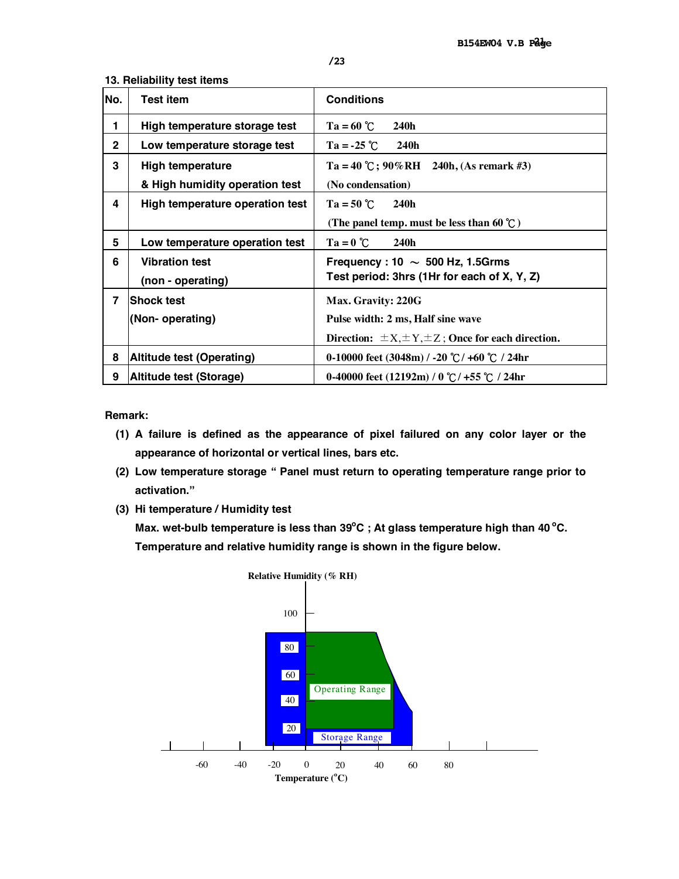## 13. Reliability test items

| No. | Test item | Conditions |
|---|---|---|
| 1 | High temperature storage test | Ta = 60 ℃ 240h |
| 2 | Low temperature storage test | Ta = -25 ℃ 240h |
| 3 | High temperature & High humidity operation test | Ta = 40 ℃; 90%RH 240h, (As remark #3) (No condensation) |
| 4 | High temperature operation test | Ta = 50 ℃ 240h (The panel temp. must be less than 60 ℃) |
| 5 | Low temperature operation test | Ta = 0 ℃ 240h |
| 6 | Vibration test (non - operating) | Frequency : 10 ～ 500 Hz, 1.5Grms Test period: 3hrs (1Hr for each of X, Y, Z) |
| 7 | Shock test (Non- operating) | Max. Gravity: 220G Pulse width: 2 ms, Half sine wave Direction: ±X,±Y,±Z ; Once for each direction. |
| 8 | Altitude test (Operating) | 0-10000 feet (3048m) / -20 ℃/ +60 ℃ / 24hr |
| 9 | Altitude test (Storage) | 0-40000 feet (12192m) / 0 ℃/ +55 ℃ / 24hr |

**Remark:**

**(1)** A failure is defined as the appearance of pixel failured on any color layer or the appearance of horizontal or vertical lines, bars etc.

**(2)** Low temperature storage " Panel must return to operating temperature range prior to activation."

**(3)** Hi temperature / Humidity test

Max. wet-bulb temperature is less than 39°C ; At glass temperature high than 40 °C.

Temperature and relative humidity range is shown in the figure below.

Relative Humidity (% RH)

Operating Range

Storage Range

Temperature (°C)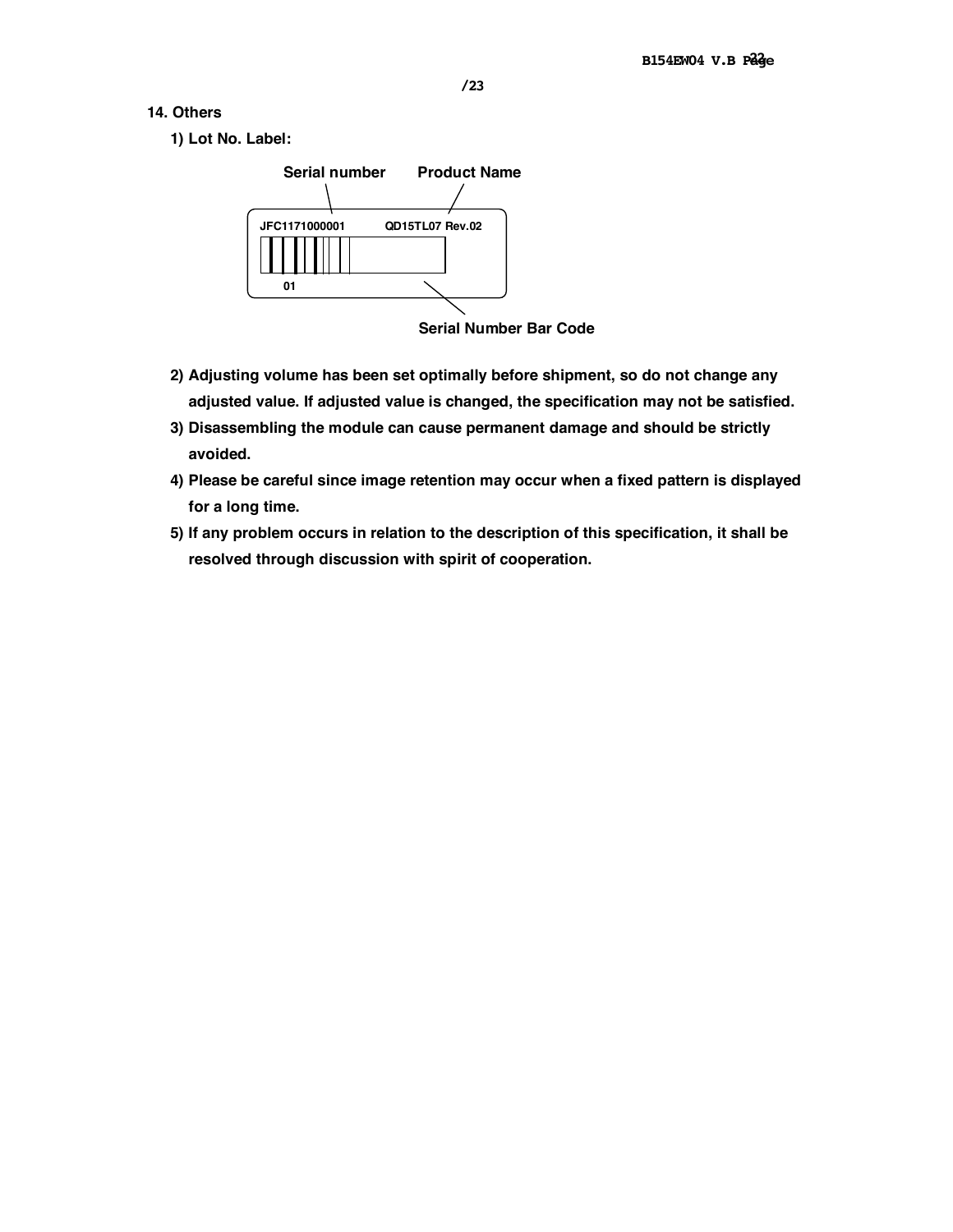## 14. Others

1) Lot No. Label:

Serial number    Product Name

JFC1171000001    QD15TL07 Rev.02

01

Serial Number Bar Code

2) Adjusting volume has been set optimally before shipment, so do not change any adjusted value. If adjusted value is changed, the specification may not be satisfied.
3) Disassembling the module can cause permanent damage and should be strictly avoided.
4) Please be careful since image retention may occur when a fixed pattern is displayed for a long time.
5) If any problem occurs in relation to the description of this specification, it shall be resolved through discussion with spirit of cooperation.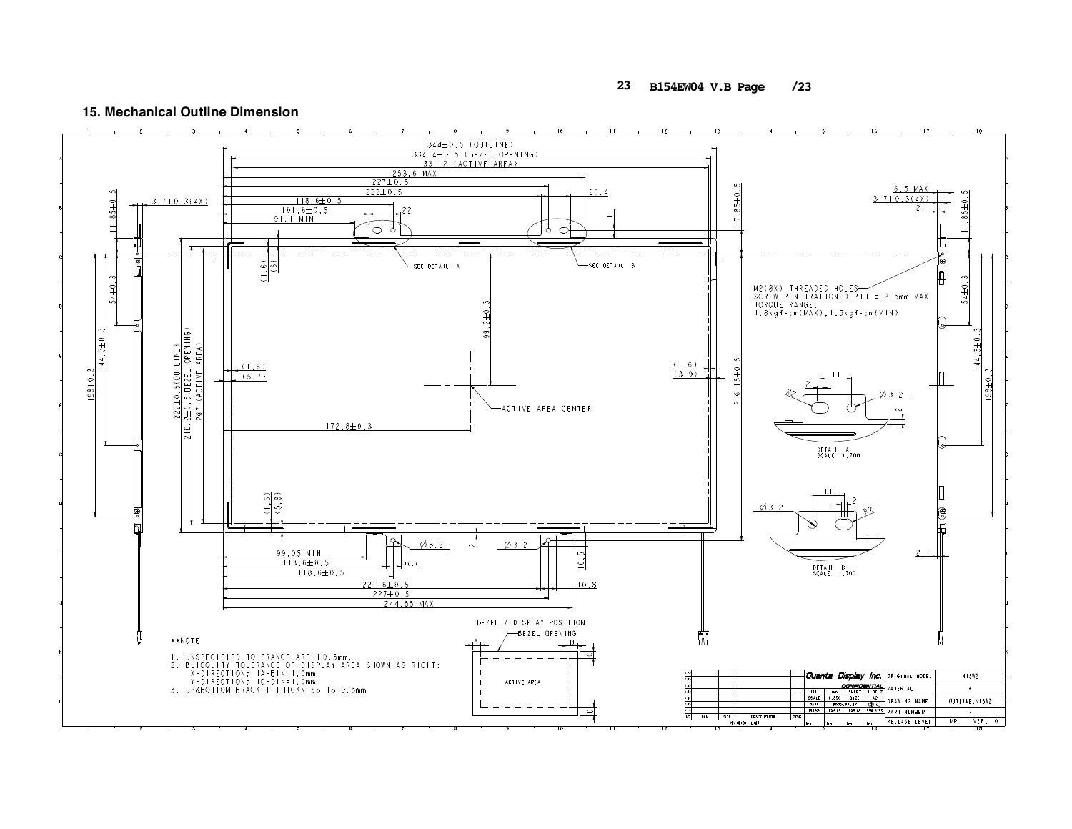## 15. Mechanical Outline Dimension

344±0.5 (OUTLINE)
334.4±0.5 (BEZEL OPENING)
331.2 (ACTIVE AREA)
253.6 MAX
227±0.5
222±0.5
118.6±0.5
101.6±0.5
91.1 MIN
20.4
22
11
3.7±0.3(4X)
11.85±0.5
17.85±0.5
54±0.3
144.3±0.3
198±0.3
222±0.5(OUTLINE)
210.2±0.5(BEZEL OPENING)
207 (ACTIVE AREA)
(1.6)
(6)
(1.6)
(5.7)
(1.6)
(3.9)
(1.6)
(5.8)
99.2±0.3
172.8±0.3
216.15±0.5
SEE DETAIL A
SEE DETAIL B
ACTIVE AREA CENTER

M2(8X) THREADED HOLES
SCREW PENETRATION DEPTH = 2.5mm MAX
TORQUE RANGE:
1.8kgf-cm(MAX), 1.5kgf-cm(MIN)

6.5 MAX
3.7±0.3(4X)
2.1
11.85±0.5
54±0.3
144.3±0.3
198±0.3
2.1

DETAIL A
SCALE 1.700

DETAIL B
SCALE 1.100

Ø3.2
Ø3.2
2
10.5
10.8
10.7
99.05 MIN
113.6±0.5
118.6±0.5
221.6±0.5
227±0.5
244.55 MAX

BEZEL / DISPLAY POSITION
BEZEL OPENING
ACTIVE AREA

**NOTE

1. UNSPECIFIED TOLERANCE ARE ±0.5mm.
2. BLIGQUITY TOLERANCE OF DISPLAY AREA SHOWN AS RIGHT:
   X-DIRECTION: |A-B|<=1.0mm
   Y-DIRECTION: |C-D|<=1.0mm
3. UP&BOTTOM BRACKET THICKNESS IS 0.5mm

| Quanta Display Inc. CONFIDENTIAL | |
|---|---|
| ORIGINAL MODEL | N15W2 |
| MATERIAL | - |
| DRAWING NAME | OUTLINE_N15W2 |
| PART NUMBER | - |
| RELEASE LEVEL | MP VER. 0 |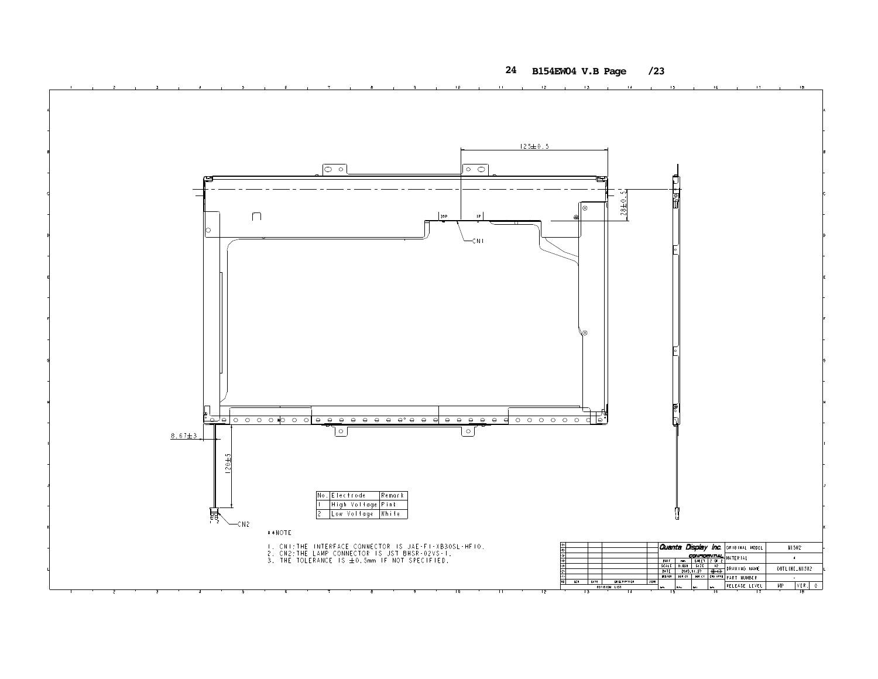125±0.5

28±0.5

30P

1P

CN1

8.67±3

120±5

CN2

| No. | Electrode | Remark |
|---|---|---|
| 1 | High Voltage | Pink |
| 2 | Low Voltage | White |

**NOTE

1. CN1:THE INTERFACE CONNECTOR IS JAE-FI-XB30SL-HF10.
2. CN2:THE LAMP CONNECTOR IS JST BHSR-02VS-1.
3. THE TOLERANCE IS ±0.5mm IF NOT SPECIFIED.

Quanta Display Inc.

CONFIDENTIAL

| | | | |
|---|---|---|---|
| ORIGINAL MODEL | N15W2 | UNIT | mm |
| MATERIAL | - | SCALE | 0.850 |
| DRAWING NAME | OUTLINE_N15W2 | DATE | 2005.01.27 |
| PART NUMBER | - | SHEET | 2 OF 2 |
| RELEASE LEVEL | MP | SIZE | A2 |
| VER. | 0 | | |

REVISION LIST

NO. ECN DATE DESCRIPTION CORR.

DESIGN CHECK CHECK CHK APPR